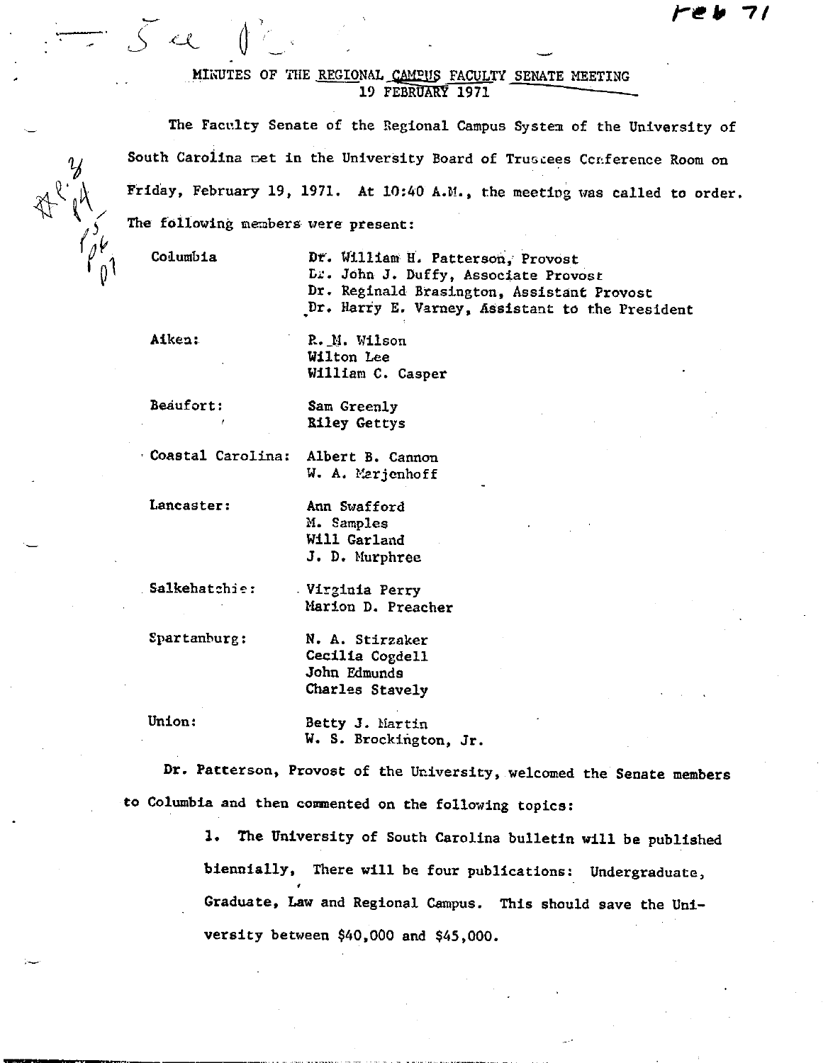# MINUTES OF THE REGIONAL CAMPUS FACULTY SENATE MEETING
## 19 FEBRUARY 1971

The Faculty Senate of the Regional Campus System of the University of South Carolina met in the University Board of Trustees Conference Room on Friday, February 19, 1971. At 10:40 A.M., the meeting was called to order. The following members were present:

| | |
|---|---|
| Columbia | Dr. William H. Patterson, Provost<br>Dr. John J. Duffy, Associate Provost<br>Dr. Reginald Brasington, Assistant Provost<br>Dr. Harry E. Varney, Assistant to the President |
| Aiken: | R. M. Wilson<br>Wilton Lee<br>William C. Casper |
| Beaufort: | Sam Greenly<br>Riley Gettys |
| Coastal Carolina: | Albert B. Cannon<br>W. A. Merjenhoff |
| Lancaster: | Ann Swafford<br>M. Samples<br>Will Garland<br>J. D. Murphree |
| Salkehatchie: | Virginia Perry<br>Marion D. Preacher |
| Spartanburg: | N. A. Stirzaker<br>Cecilia Cogdell<br>John Edmunds<br>Charles Stavely |
| Union: | Betty J. Martin<br>W. S. Brockington, Jr. |

Dr. Patterson, Provost of the University, welcomed the Senate members to Columbia and then commented on the following topics:

1. The University of South Carolina bulletin will be published biennially, There will be four publications: Undergraduate, Graduate, Law and Regional Campus. This should save the University between $40,000 and $45,000.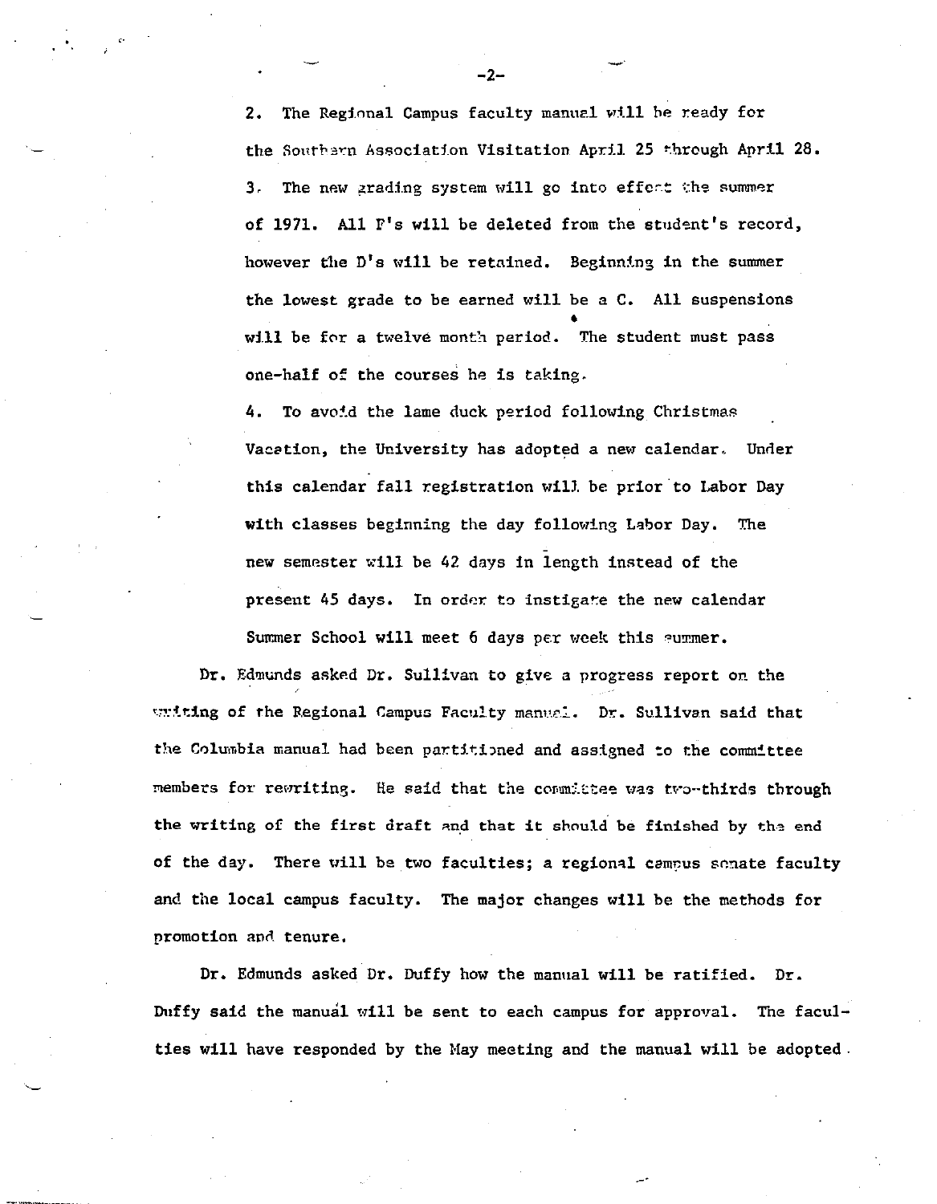2. The Regional Campus faculty manual will be ready for the Southern Association Visitation April 25 through April 28.

3. The new grading system will go into effect the summer of 1971. All F's will be deleted from the student's record, however the D's will be retained. Beginning in the summer the lowest grade to be earned will be a C. All suspensions will be for a twelve month period. The student must pass one-half of the courses he is taking.

4. To avoid the lame duck period following Christmas Vacation, the University has adopted a new calendar. Under this calendar fall registration will be prior to Labor Day with classes beginning the day following Labor Day. The new semester will be 42 days in length instead of the present 45 days. In order to instigate the new calendar Summer School will meet 6 days per week this summer.

Dr. Edmunds asked Dr. Sullivan to give a progress report on the writing of the Regional Campus Faculty manual. Dr. Sullivan said that the Columbia manual had been partitioned and assigned to the committee members for rewriting. He said that the committee was two-thirds through the writing of the first draft and that it should be finished by the end of the day. There will be two faculties; a regional campus senate faculty and the local campus faculty. The major changes will be the methods for promotion and tenure.

Dr. Edmunds asked Dr. Duffy how the manual will be ratified. Dr. Duffy said the manual will be sent to each campus for approval. The faculties will have responded by the May meeting and the manual will be adopted.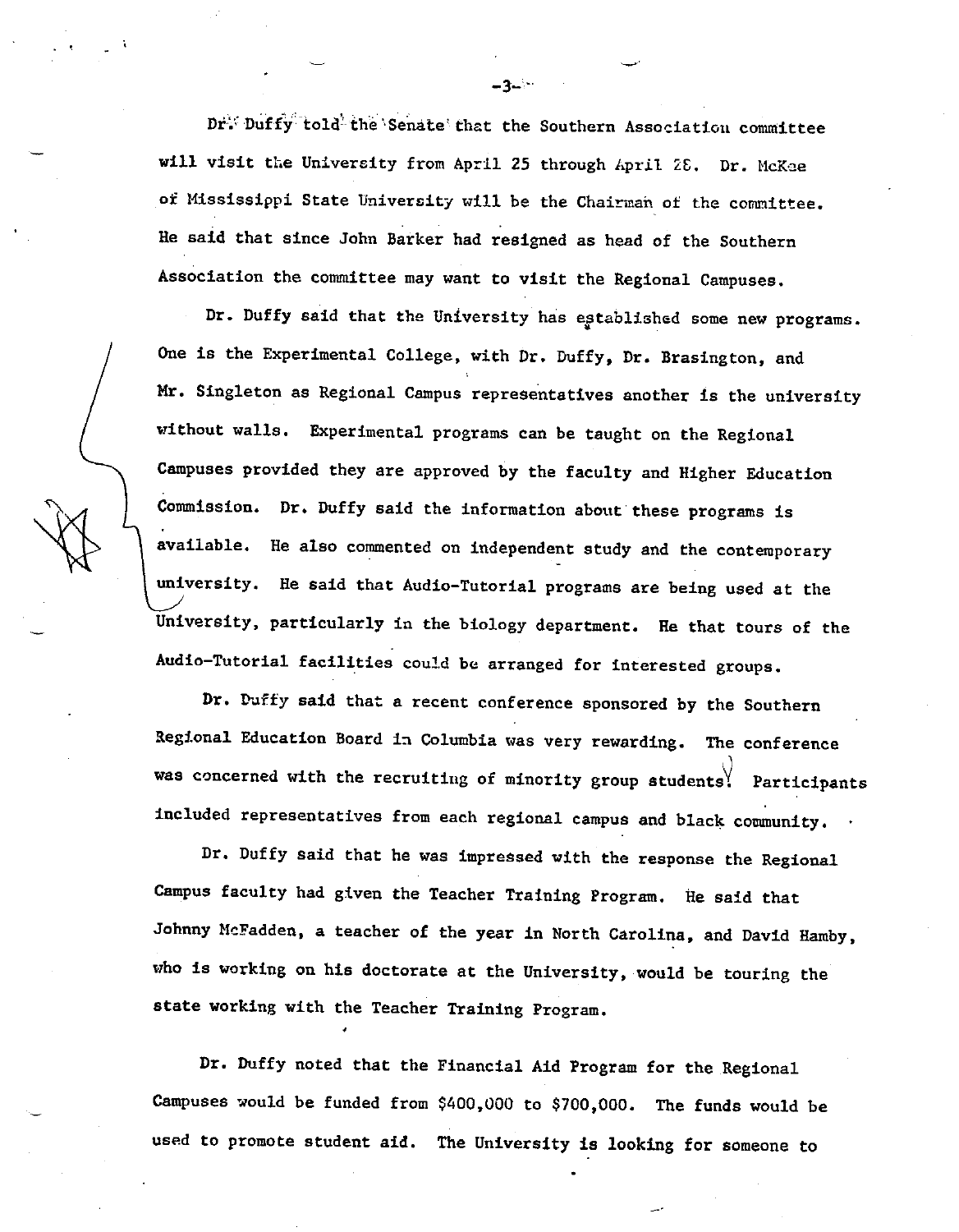Dr. Duffy told the Senate that the Southern Association committee will visit the University from April 25 through April 28. Dr. McKee of Mississippi State University will be the Chairman of the committee. He said that since John Barker had resigned as head of the Southern Association the committee may want to visit the Regional Campuses.

Dr. Duffy said that the University has established some new programs. One is the Experimental College, with Dr. Duffy, Dr. Brasington, and Mr. Singleton as Regional Campus representatives another is the university without walls. Experimental programs can be taught on the Regional Campuses provided they are approved by the faculty and Higher Education Commission. Dr. Duffy said the information about these programs is available. He also commented on independent study and the contemporary university. He said that Audio-Tutorial programs are being used at the University, particularly in the biology department. He that tours of the Audio-Tutorial facilities could be arranged for interested groups.

Dr. Duffy said that a recent conference sponsored by the Southern Regional Education Board in Columbia was very rewarding. The conference was concerned with the recruiting of minority group students. Participants included representatives from each regional campus and black community.

Dr. Duffy said that he was impressed with the response the Regional Campus faculty had given the Teacher Training Program. He said that Johnny McFadden, a teacher of the year in North Carolina, and David Hamby, who is working on his doctorate at the University, would be touring the state working with the Teacher Training Program.

Dr. Duffy noted that the Financial Aid Program for the Regional Campuses would be funded from $400,000 to $700,000. The funds would be used to promote student aid. The University is looking for someone to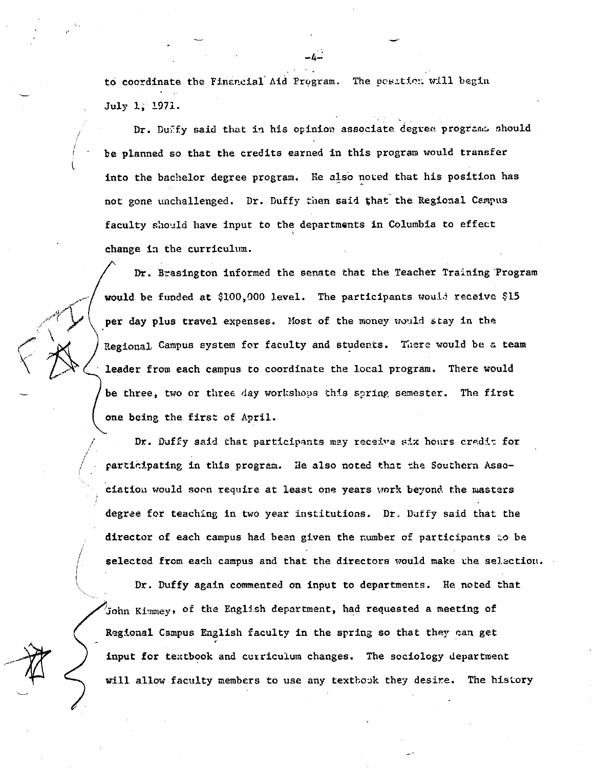to coordinate the Financial Aid Program. The position will begin July 1, 1971.

Dr. Duffy said that in his opinion associate degree programs should be planned so that the credits earned in this program would transfer into the bachelor degree program. He also noted that his position has not gone unchallenged. Dr. Duffy then said that the Regional Campus faculty should have input to the departments in Columbia to effect change in the curriculum.

Dr. Brasington informed the senate that the Teacher Training Program would be funded at $100,000 level. The participants would receive $15 per day plus travel expenses. Most of the money would stay in the Regional Campus system for faculty and students. There would be a team leader from each campus to coordinate the local program. There would be three, two or three day workshops this spring semester. The first one being the first of April.

Dr. Duffy said that participants may receive six hours credit for participating in this program. He also noted that the Southern Association would soon require at least one years work beyond the masters degree for teaching in two year institutions. Dr. Duffy said that the director of each campus had been given the number of participants to be selected from each campus and that the directors would make the selection.

Dr. Duffy again commented on input to departments. He noted that John Kimmey, of the English department, had requested a meeting of Regional Campus English faculty in the spring so that they can get input for textbook and curriculum changes. The sociology department will allow faculty members to use any textbook they desire. The history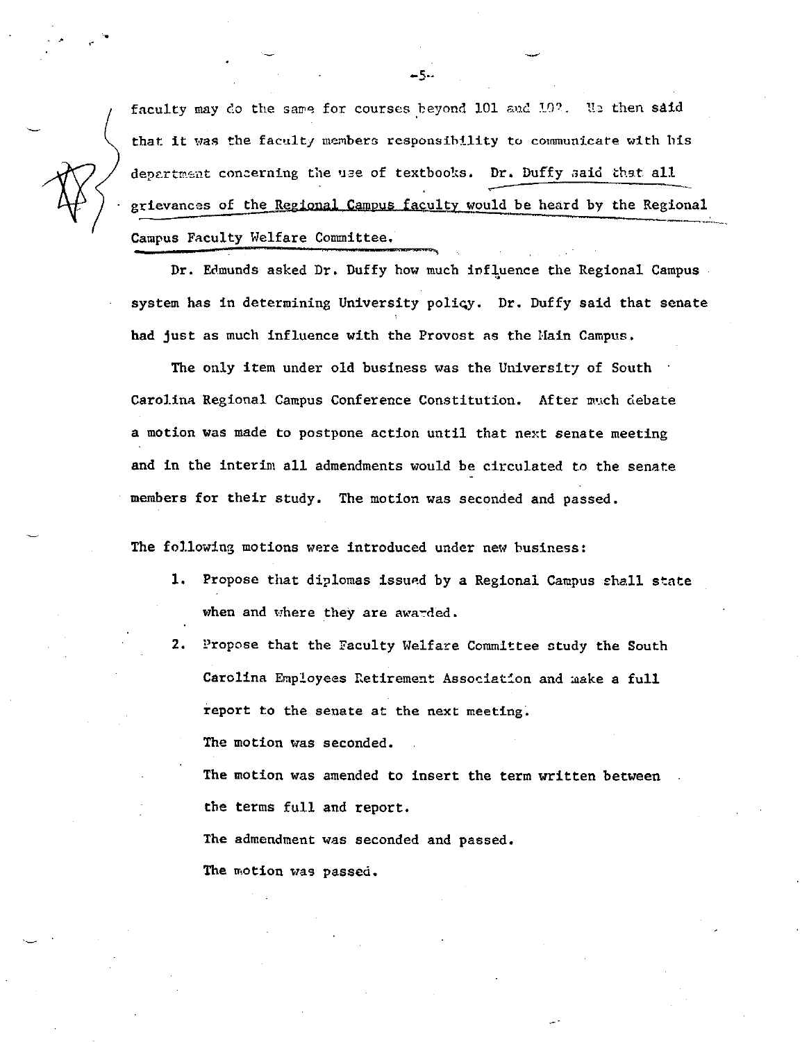faculty may do the same for courses beyond 101 and 102. He then said that it was the faculty members responsibility to communicate with his department concerning the use of textbooks. Dr. Duffy said that all grievances of the Regional Campus faculty would be heard by the Regional Campus Faculty Welfare Committee.

Dr. Edmunds asked Dr. Duffy how much influence the Regional Campus system has in determining University policy. Dr. Duffy said that senate had just as much influence with the Provost as the Main Campus.

The only item under old business was the University of South Carolina Regional Campus Conference Constitution. After much debate a motion was made to postpone action until that next senate meeting and in the interim all admendments would be circulated to the senate members for their study. The motion was seconded and passed.

The following motions were introduced under new business:

1. Propose that diplomas issued by a Regional Campus shall state when and where they are awarded.
2. Propose that the Faculty Welfare Committee study the South Carolina Employees Retirement Association and make a full report to the senate at the next meeting.

   The motion was seconded.

   The motion was amended to insert the term written between the terms full and report.

   The admendment was seconded and passed.

   The motion was passed.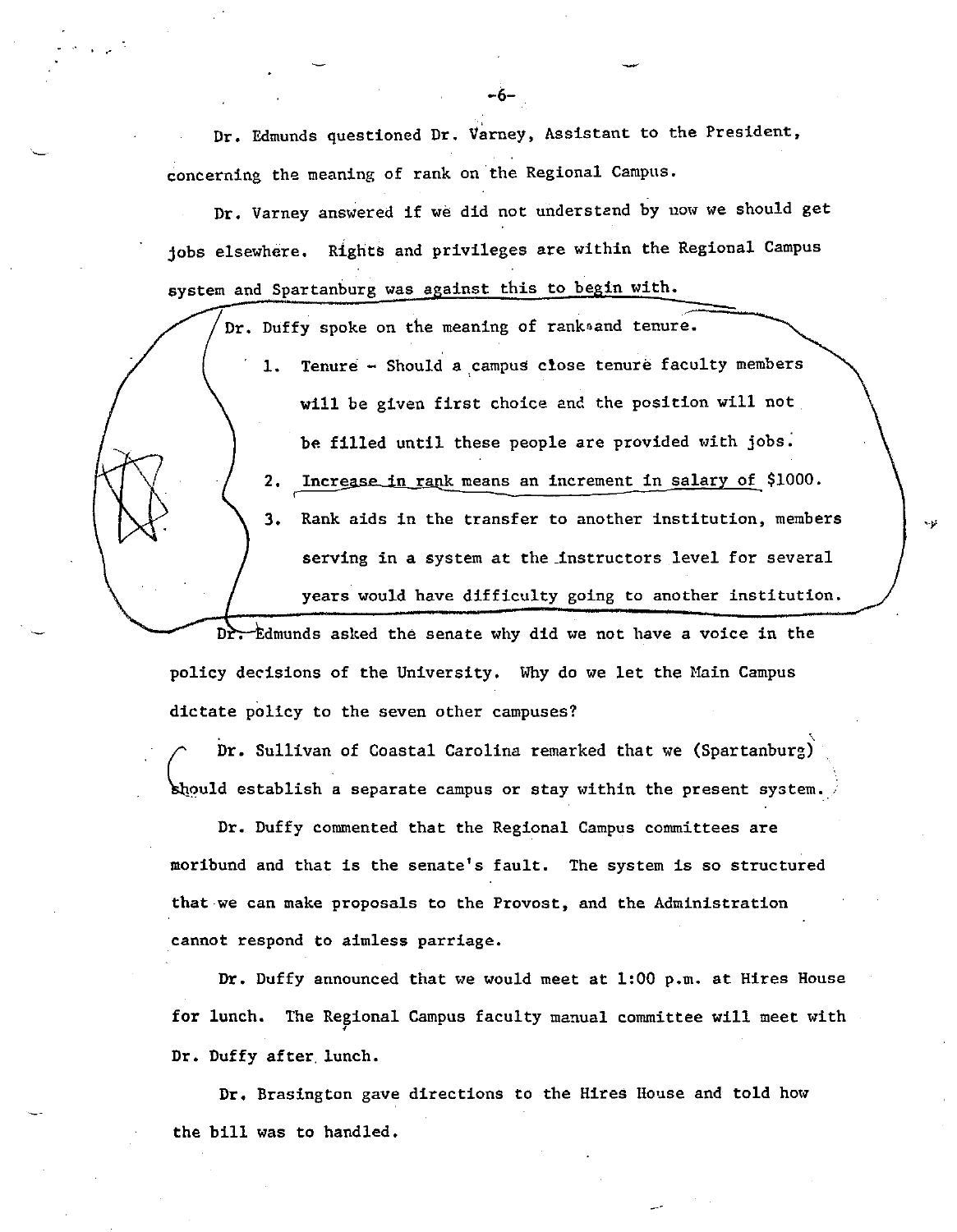Dr. Edmunds questioned Dr. Varney, Assistant to the President, concerning the meaning of rank on the Regional Campus.

Dr. Varney answered if we did not understand by now we should get jobs elsewhere. Rights and privileges are within the Regional Campus system and Spartanburg was against this to begin with.

Dr. Duffy spoke on the meaning of rank and tenure.

1. Tenure - Should a campus close tenure faculty members will be given first choice and the position will not be filled until these people are provided with jobs.
2. Increase in rank means an increment in salary of $1000.
3. Rank aids in the transfer to another institution, members serving in a system at the instructors level for several years would have difficulty going to another institution.

Dr. Edmunds asked the senate why did we not have a voice in the policy decisions of the University. Why do we let the Main Campus dictate policy to the seven other campuses?

Dr. Sullivan of Coastal Carolina remarked that we (Spartanburg) should establish a separate campus or stay within the present system.

Dr. Duffy commented that the Regional Campus committees are moribund and that is the senate's fault. The system is so structured that we can make proposals to the Provost, and the Administration cannot respond to aimless parriage.

Dr. Duffy announced that we would meet at 1:00 p.m. at Hires House for lunch. The Regional Campus faculty manual committee will meet with Dr. Duffy after lunch.

Dr. Brasington gave directions to the Hires House and told how the bill was to handled.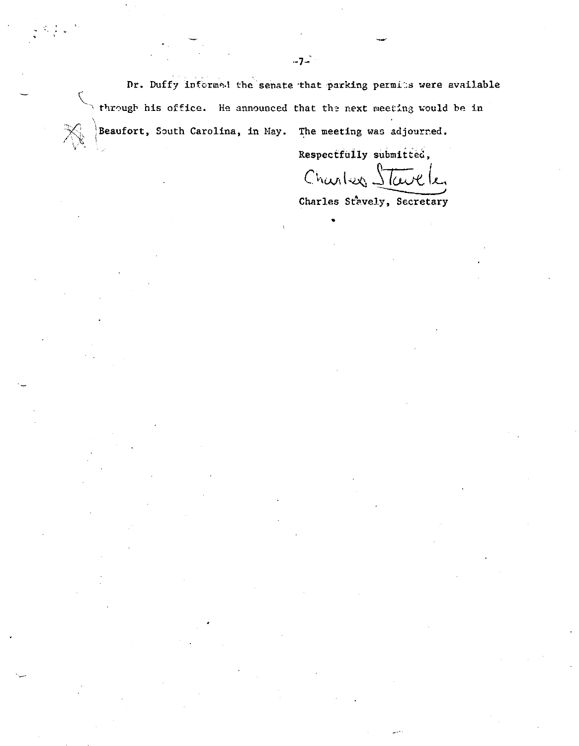Dr. Duffy informed the senate that parking permits were available through his office. He announced that the next meeting would be in Beaufort, South Carolina, in May. The meeting was adjourned.

Respectfully submitted,

Charles Stavely, Secretary